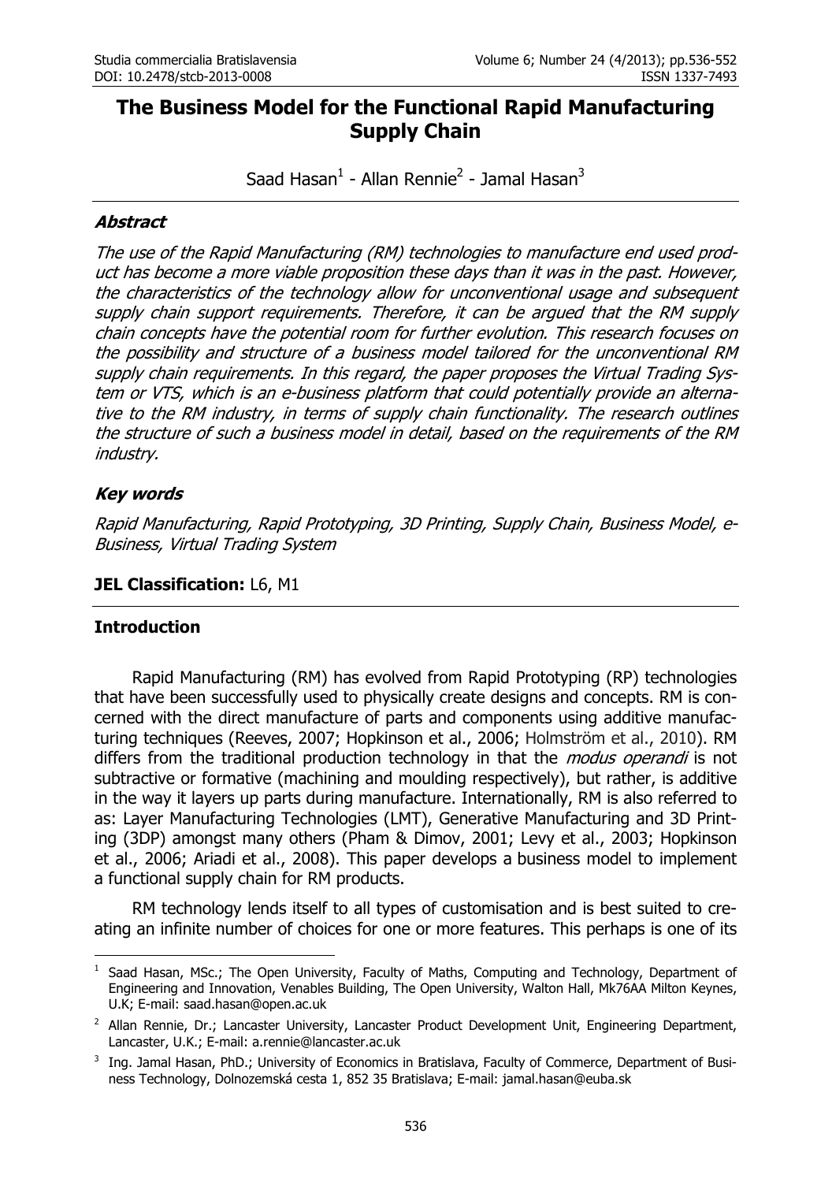# The Business Model for the Functional Rapid Manufacturing Supply Chain

Saad Hasan[1] - Allan Rennie[2] - Jamal Hasan[3]

## *Abstract*

*The use of the Rapid Manufacturing (RM) technologies to manufacture end used product has become a more viable proposition these days than it was in the past. However, the characteristics of the technology allow for unconventional usage and subsequent supply chain support requirements. Therefore, it can be argued that the RM supply chain concepts have the potential room for further evolution. This research focuses on the possibility and structure of a business model tailored for the unconventional RM supply chain requirements. In this regard, the paper proposes the Virtual Trading System or VTS, which is an e-business platform that could potentially provide an alternative to the RM industry, in terms of supply chain functionality. The research outlines the structure of such a business model in detail, based on the requirements of the RM industry.*

## *Key words*

*Rapid Manufacturing, Rapid Prototyping, 3D Printing, Supply Chain, Business Model, e-Business, Virtual Trading System*

**JEL Classification:** L6, M1

## Introduction

Rapid Manufacturing (RM) has evolved from Rapid Prototyping (RP) technologies that have been successfully used to physically create designs and concepts. RM is concerned with the direct manufacture of parts and components using additive manufacturing techniques (Reeves, 2007; Hopkinson et al., 2006; Holmström et al., 2010). RM differs from the traditional production technology in that the *modus operandi* is not subtractive or formative (machining and moulding respectively), but rather, is additive in the way it layers up parts during manufacture. Internationally, RM is also referred to as: Layer Manufacturing Technologies (LMT), Generative Manufacturing and 3D Printing (3DP) amongst many others (Pham & Dimov, 2001; Levy et al., 2003; Hopkinson et al., 2006; Ariadi et al., 2008). This paper develops a business model to implement a functional supply chain for RM products.

RM technology lends itself to all types of customisation and is best suited to creating an infinite number of choices for one or more features. This perhaps is one of its

---

[1] Saad Hasan, MSc.; The Open University, Faculty of Maths, Computing and Technology, Department of Engineering and Innovation, Venables Building, The Open University, Walton Hall, Mk76AA Milton Keynes, U.K; E-mail: saad.hasan@open.ac.uk

[2] Allan Rennie, Dr.; Lancaster University, Lancaster Product Development Unit, Engineering Department, Lancaster, U.K.; E-mail: a.rennie@lancaster.ac.uk

[3] Ing. Jamal Hasan, PhD.; University of Economics in Bratislava, Faculty of Commerce, Department of Business Technology, Dolnozemská cesta 1, 852 35 Bratislava; E-mail: jamal.hasan@euba.sk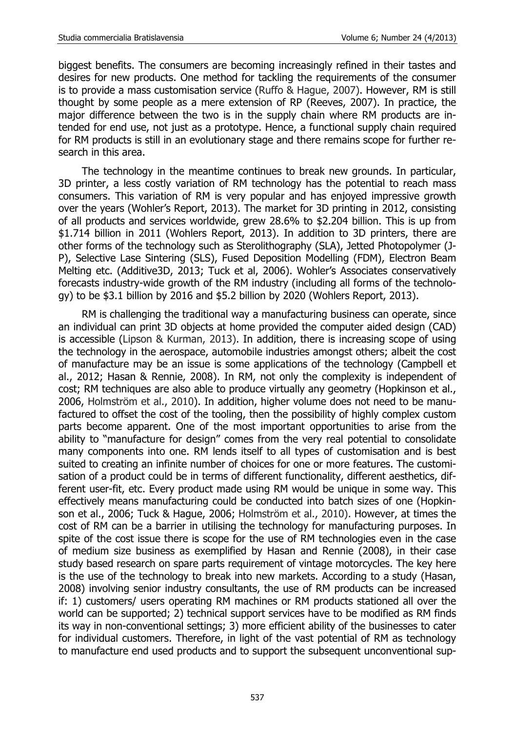biggest benefits. The consumers are becoming increasingly refined in their tastes and desires for new products. One method for tackling the requirements of the consumer is to provide a mass customisation service (Ruffo & Hague, 2007). However, RM is still thought by some people as a mere extension of RP (Reeves, 2007). In practice, the major difference between the two is in the supply chain where RM products are intended for end use, not just as a prototype. Hence, a functional supply chain required for RM products is still in an evolutionary stage and there remains scope for further research in this area.

The technology in the meantime continues to break new grounds. In particular, 3D printer, a less costly variation of RM technology has the potential to reach mass consumers. This variation of RM is very popular and has enjoyed impressive growth over the years (Wohler's Report, 2013). The market for 3D printing in 2012, consisting of all products and services worldwide, grew 28.6% to $2.204 billion. This is up from $1.714 billion in 2011 (Wohlers Report, 2013). In addition to 3D printers, there are other forms of the technology such as Sterolithography (SLA), Jetted Photopolymer (J-P), Selective Lase Sintering (SLS), Fused Deposition Modelling (FDM), Electron Beam Melting etc. (Additive3D, 2013; Tuck et al, 2006). Wohler's Associates conservatively forecasts industry-wide growth of the RM industry (including all forms of the technology) to be $3.1 billion by 2016 and $5.2 billion by 2020 (Wohlers Report, 2013).

RM is challenging the traditional way a manufacturing business can operate, since an individual can print 3D objects at home provided the computer aided design (CAD) is accessible (Lipson & Kurman, 2013). In addition, there is increasing scope of using the technology in the aerospace, automobile industries amongst others; albeit the cost of manufacture may be an issue is some applications of the technology (Campbell et al., 2012; Hasan & Rennie, 2008). In RM, not only the complexity is independent of cost; RM techniques are also able to produce virtually any geometry (Hopkinson et al., 2006, Holmström et al., 2010). In addition, higher volume does not need to be manufactured to offset the cost of the tooling, then the possibility of highly complex custom parts become apparent. One of the most important opportunities to arise from the ability to "manufacture for design" comes from the very real potential to consolidate many components into one. RM lends itself to all types of customisation and is best suited to creating an infinite number of choices for one or more features. The customisation of a product could be in terms of different functionality, different aesthetics, different user-fit, etc. Every product made using RM would be unique in some way. This effectively means manufacturing could be conducted into batch sizes of one (Hopkinson et al., 2006; Tuck & Hague, 2006; Holmström et al., 2010). However, at times the cost of RM can be a barrier in utilising the technology for manufacturing purposes. In spite of the cost issue there is scope for the use of RM technologies even in the case of medium size business as exemplified by Hasan and Rennie (2008), in their case study based research on spare parts requirement of vintage motorcycles. The key here is the use of the technology to break into new markets. According to a study (Hasan, 2008) involving senior industry consultants, the use of RM products can be increased if: 1) customers/ users operating RM machines or RM products stationed all over the world can be supported; 2) technical support services have to be modified as RM finds its way in non-conventional settings; 3) more efficient ability of the businesses to cater for individual customers. Therefore, in light of the vast potential of RM as technology to manufacture end used products and to support the subsequent unconventional sup-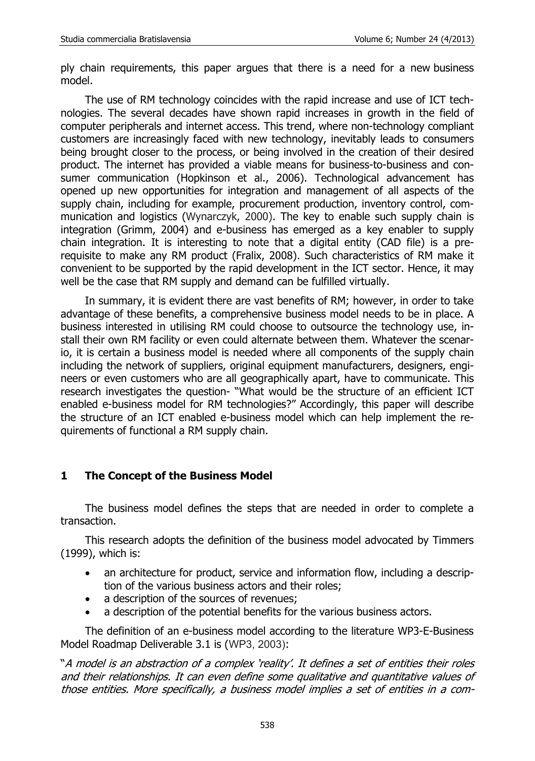ply chain requirements, this paper argues that there is a need for a new business model.

The use of RM technology coincides with the rapid increase and use of ICT technologies. The several decades have shown rapid increases in growth in the field of computer peripherals and internet access. This trend, where non-technology compliant customers are increasingly faced with new technology, inevitably leads to consumers being brought closer to the process, or being involved in the creation of their desired product. The internet has provided a viable means for business-to-business and consumer communication (Hopkinson et al., 2006). Technological advancement has opened up new opportunities for integration and management of all aspects of the supply chain, including for example, procurement production, inventory control, communication and logistics (Wynarczyk, 2000). The key to enable such supply chain is integration (Grimm, 2004) and e-business has emerged as a key enabler to supply chain integration. It is interesting to note that a digital entity (CAD file) is a prerequisite to make any RM product (Fralix, 2008). Such characteristics of RM make it convenient to be supported by the rapid development in the ICT sector. Hence, it may well be the case that RM supply and demand can be fulfilled virtually.

In summary, it is evident there are vast benefits of RM; however, in order to take advantage of these benefits, a comprehensive business model needs to be in place. A business interested in utilising RM could choose to outsource the technology use, install their own RM facility or even could alternate between them. Whatever the scenario, it is certain a business model is needed where all components of the supply chain including the network of suppliers, original equipment manufacturers, designers, engineers or even customers who are all geographically apart, have to communicate. This research investigates the question- "What would be the structure of an efficient ICT enabled e-business model for RM technologies?" Accordingly, this paper will describe the structure of an ICT enabled e-business model which can help implement the requirements of functional a RM supply chain.

## 1 The Concept of the Business Model

The business model defines the steps that are needed in order to complete a transaction.

This research adopts the definition of the business model advocated by Timmers (1999), which is:

- an architecture for product, service and information flow, including a description of the various business actors and their roles;
- a description of the sources of revenues;
- a description of the potential benefits for the various business actors.

The definition of an e-business model according to the literature WP3-E-Business Model Roadmap Deliverable 3.1 is (WP3, 2003):

"*A model is an abstraction of a complex 'reality'. It defines a set of entities their roles and their relationships. It can even define some qualitative and quantitative values of those entities. More specifically, a business model implies a set of entities in a com-*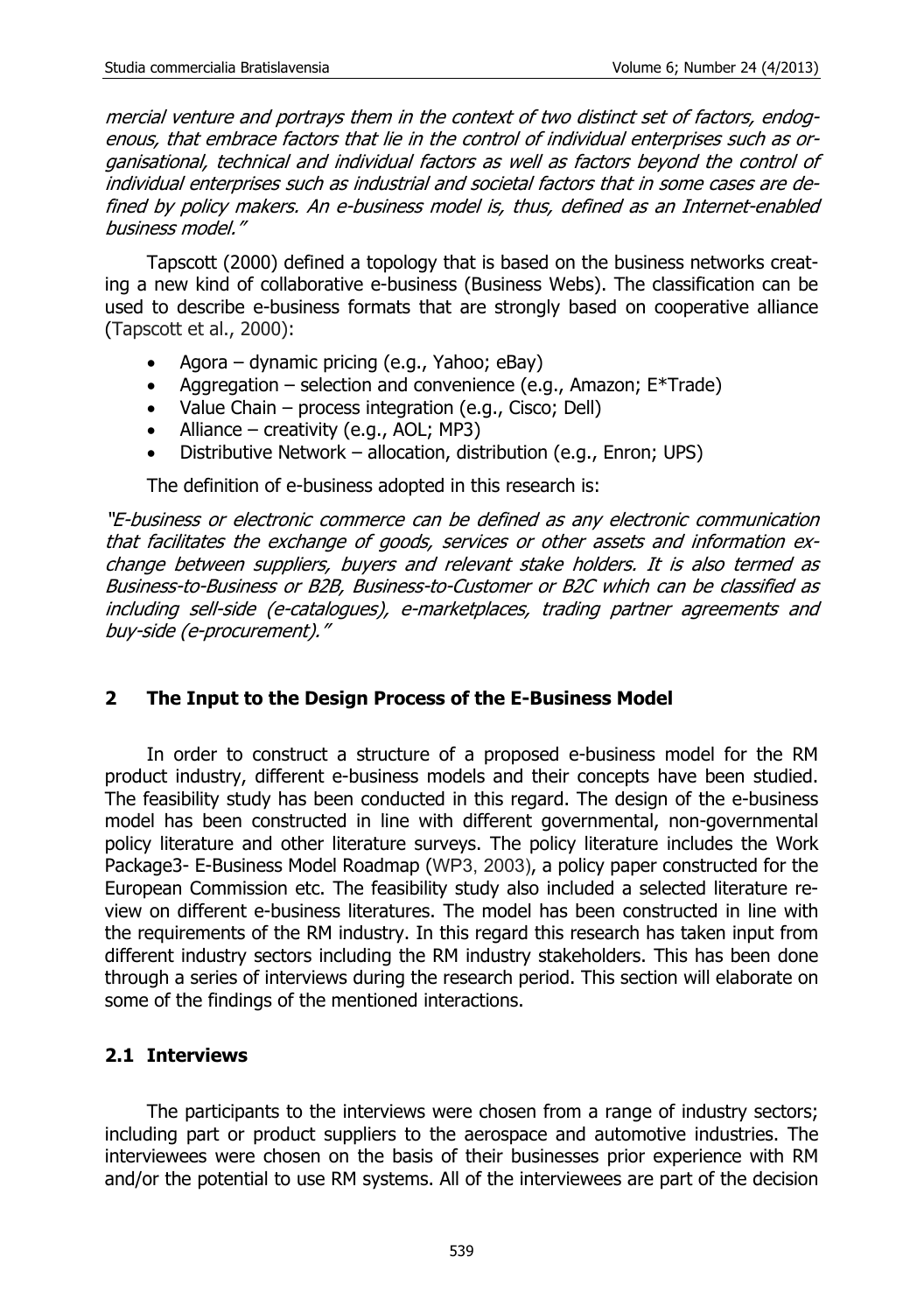*mercial venture and portrays them in the context of two distinct set of factors, endogenous, that embrace factors that lie in the control of individual enterprises such as organisational, technical and individual factors as well as factors beyond the control of individual enterprises such as industrial and societal factors that in some cases are defined by policy makers. An e-business model is, thus, defined as an Internet-enabled business model."*

Tapscott (2000) defined a topology that is based on the business networks creating a new kind of collaborative e-business (Business Webs). The classification can be used to describe e-business formats that are strongly based on cooperative alliance (Tapscott et al., 2000):

- Agora – dynamic pricing (e.g., Yahoo; eBay)
- Aggregation – selection and convenience (e.g., Amazon; E*Trade)
- Value Chain – process integration (e.g., Cisco; Dell)
- Alliance – creativity (e.g., AOL; MP3)
- Distributive Network – allocation, distribution (e.g., Enron; UPS)

The definition of e-business adopted in this research is:

*"E-business or electronic commerce can be defined as any electronic communication that facilitates the exchange of goods, services or other assets and information exchange between suppliers, buyers and relevant stake holders. It is also termed as Business-to-Business or B2B, Business-to-Customer or B2C which can be classified as including sell-side (e-catalogues), e-marketplaces, trading partner agreements and buy-side (e-procurement)."*

## 2 The Input to the Design Process of the E-Business Model

In order to construct a structure of a proposed e-business model for the RM product industry, different e-business models and their concepts have been studied. The feasibility study has been conducted in this regard. The design of the e-business model has been constructed in line with different governmental, non-governmental policy literature and other literature surveys. The policy literature includes the Work Package3- E-Business Model Roadmap (WP3, 2003), a policy paper constructed for the European Commission etc. The feasibility study also included a selected literature review on different e-business literatures. The model has been constructed in line with the requirements of the RM industry. In this regard this research has taken input from different industry sectors including the RM industry stakeholders. This has been done through a series of interviews during the research period. This section will elaborate on some of the findings of the mentioned interactions.

### 2.1 Interviews

The participants to the interviews were chosen from a range of industry sectors; including part or product suppliers to the aerospace and automotive industries. The interviewees were chosen on the basis of their businesses prior experience with RM and/or the potential to use RM systems. All of the interviewees are part of the decision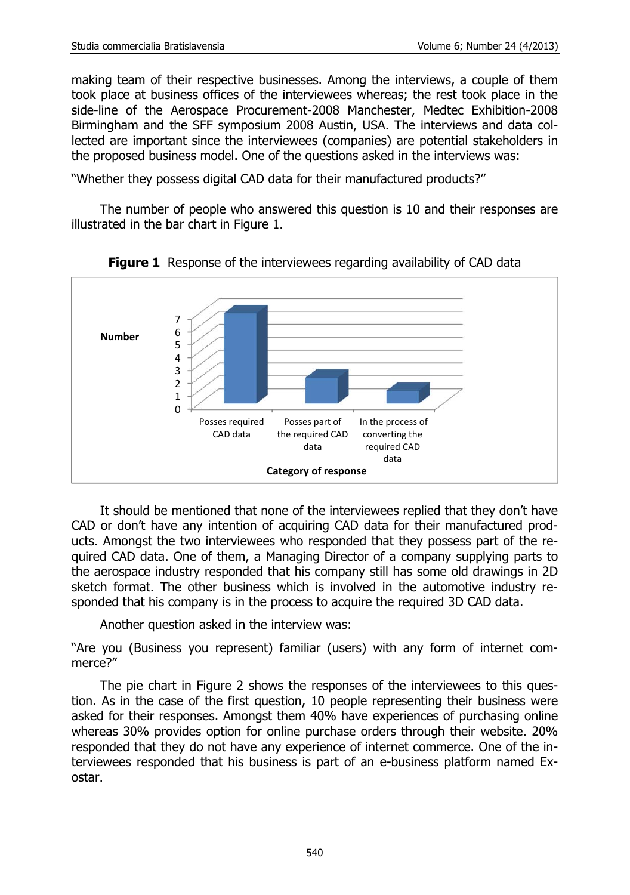making team of their respective businesses. Among the interviews, a couple of them took place at business offices of the interviewees whereas; the rest took place in the side-line of the Aerospace Procurement-2008 Manchester, Medtec Exhibition-2008 Birmingham and the SFF symposium 2008 Austin, USA. The interviews and data collected are important since the interviewees (companies) are potential stakeholders in the proposed business model. One of the questions asked in the interviews was:

"Whether they possess digital CAD data for their manufactured products?"

The number of people who answered this question is 10 and their responses are illustrated in the bar chart in Figure 1.

**Figure 1** Response of the interviewees regarding availability of CAD data

It should be mentioned that none of the interviewees replied that they don't have CAD or don't have any intention of acquiring CAD data for their manufactured products. Amongst the two interviewees who responded that they possess part of the required CAD data. One of them, a Managing Director of a company supplying parts to the aerospace industry responded that his company still has some old drawings in 2D sketch format. The other business which is involved in the automotive industry responded that his company is in the process to acquire the required 3D CAD data.

Another question asked in the interview was:

"Are you (Business you represent) familiar (users) with any form of internet commerce?"

The pie chart in Figure 2 shows the responses of the interviewees to this question. As in the case of the first question, 10 people representing their business were asked for their responses. Amongst them 40% have experiences of purchasing online whereas 30% provides option for online purchase orders through their website. 20% responded that they do not have any experience of internet commerce. One of the interviewees responded that his business is part of an e-business platform named Exostar.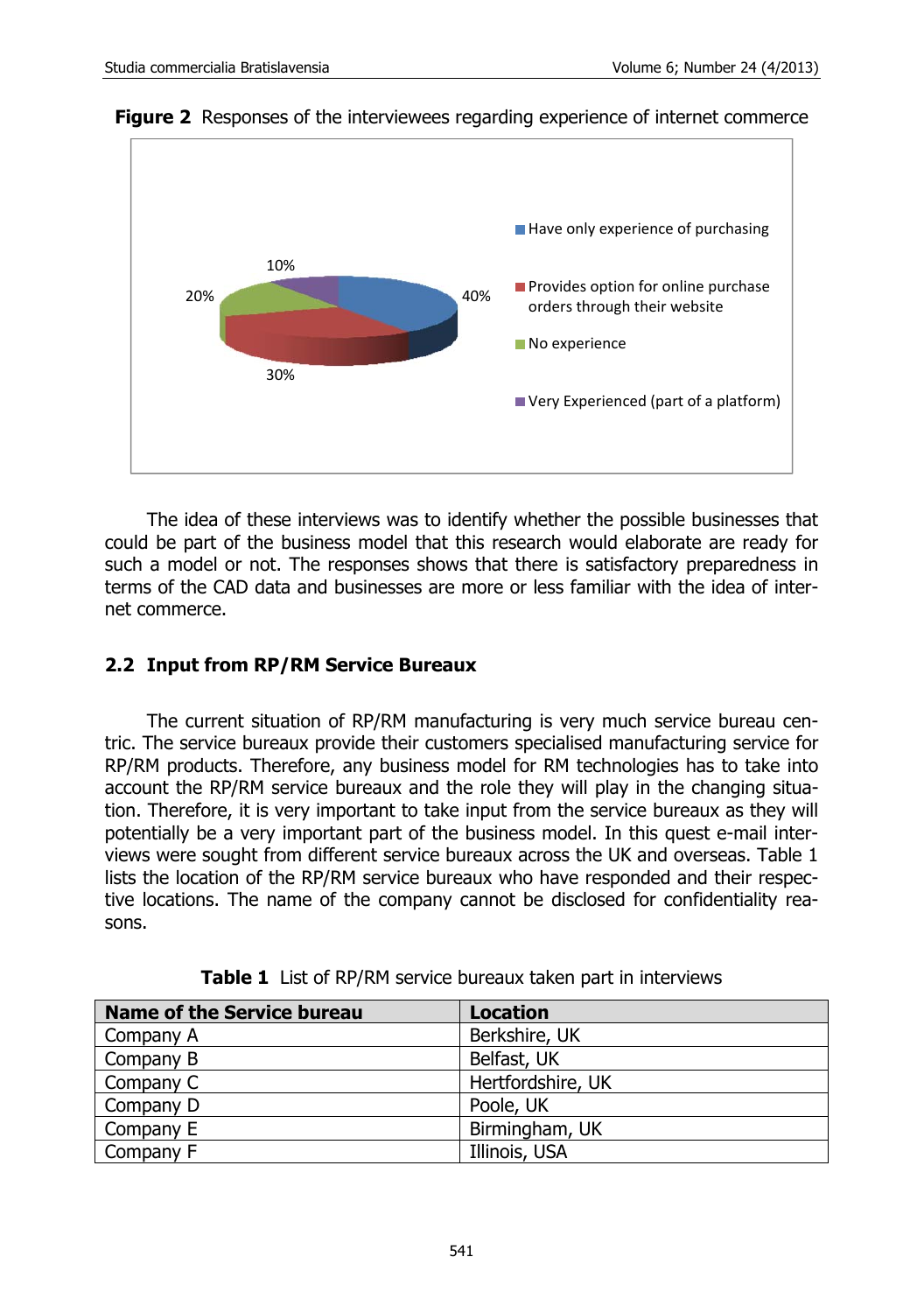**Figure 2** Responses of the interviewees regarding experience of internet commerce

The idea of these interviews was to identify whether the possible businesses that could be part of the business model that this research would elaborate are ready for such a model or not. The responses shows that there is satisfactory preparedness in terms of the CAD data and businesses are more or less familiar with the idea of internet commerce.

## 2.2 Input from RP/RM Service Bureaux

The current situation of RP/RM manufacturing is very much service bureau centric. The service bureaux provide their customers specialised manufacturing service for RP/RM products. Therefore, any business model for RM technologies has to take into account the RP/RM service bureaux and the role they will play in the changing situation. Therefore, it is very important to take input from the service bureaux as they will potentially be a very important part of the business model. In this quest e-mail interviews were sought from different service bureaux across the UK and overseas. Table 1 lists the location of the RP/RM service bureaux who have responded and their respective locations. The name of the company cannot be disclosed for confidentiality reasons.

**Table 1** List of RP/RM service bureaux taken part in interviews

| Name of the Service bureau | Location |
|---|---|
| Company A | Berkshire, UK |
| Company B | Belfast, UK |
| Company C | Hertfordshire, UK |
| Company D | Poole, UK |
| Company E | Birmingham, UK |
| Company F | Illinois, USA |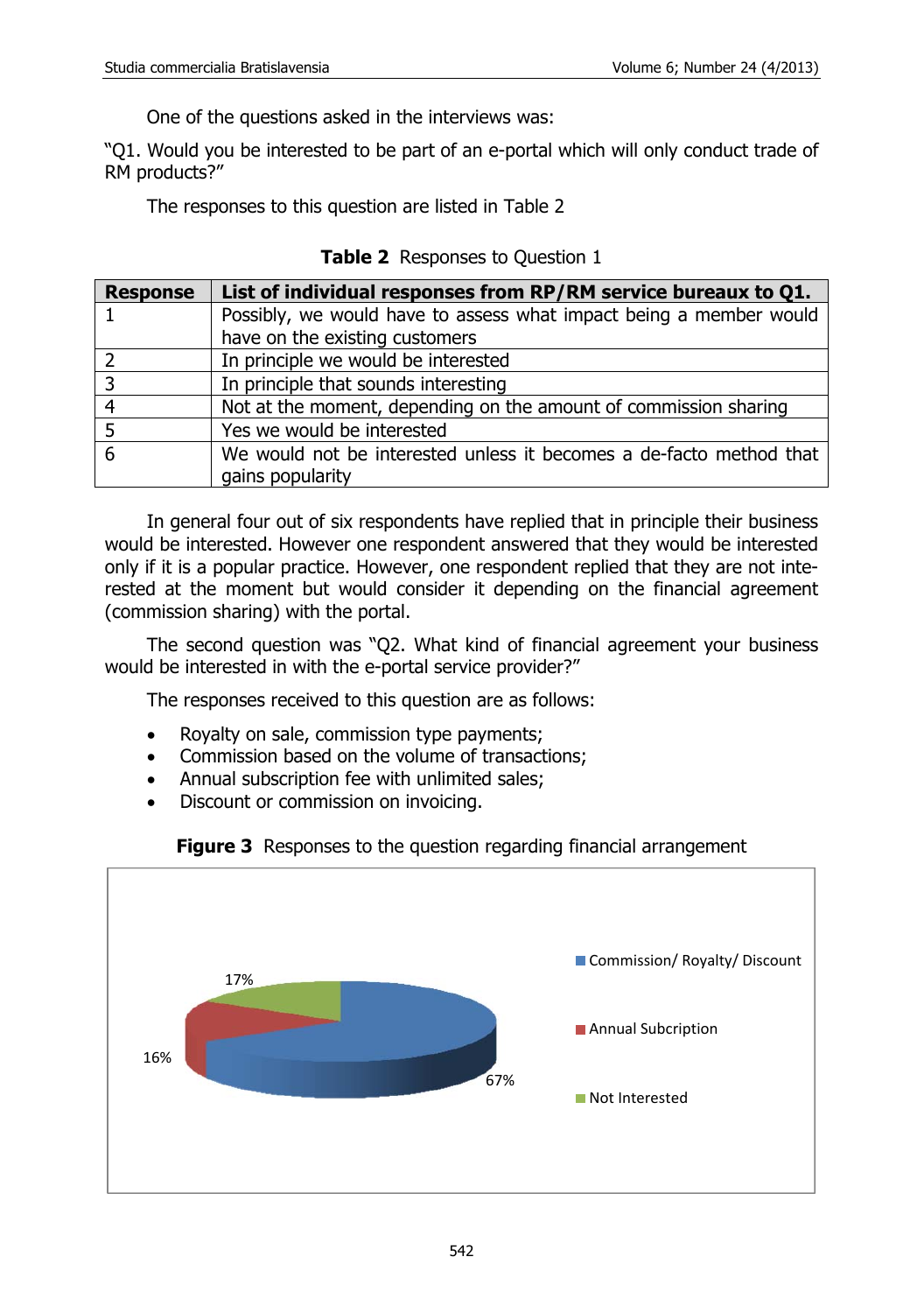One of the questions asked in the interviews was:

"Q1. Would you be interested to be part of an e-portal which will only conduct trade of RM products?"

The responses to this question are listed in Table 2

**Table 2** Responses to Question 1

| Response | List of individual responses from RP/RM service bureaux to Q1. |
|---|---|
| 1 | Possibly, we would have to assess what impact being a member would have on the existing customers |
| 2 | In principle we would be interested |
| 3 | In principle that sounds interesting |
| 4 | Not at the moment, depending on the amount of commission sharing |
| 5 | Yes we would be interested |
| 6 | We would not be interested unless it becomes a de-facto method that gains popularity |

In general four out of six respondents have replied that in principle their business would be interested. However one respondent answered that they would be interested only if it is a popular practice. However, one respondent replied that they are not interested at the moment but would consider it depending on the financial agreement (commission sharing) with the portal.

The second question was "Q2. What kind of financial agreement your business would be interested in with the e-portal service provider?"

The responses received to this question are as follows:

- Royalty on sale, commission type payments;
- Commission based on the volume of transactions;
- Annual subscription fee with unlimited sales;
- Discount or commission on invoicing.

**Figure 3** Responses to the question regarding financial arrangement

| Category | Share |
|---|---|
| Commission/ Royalty/ Discount | 67% |
| Annual Subcription | 16% |
| Not Interested | 17% |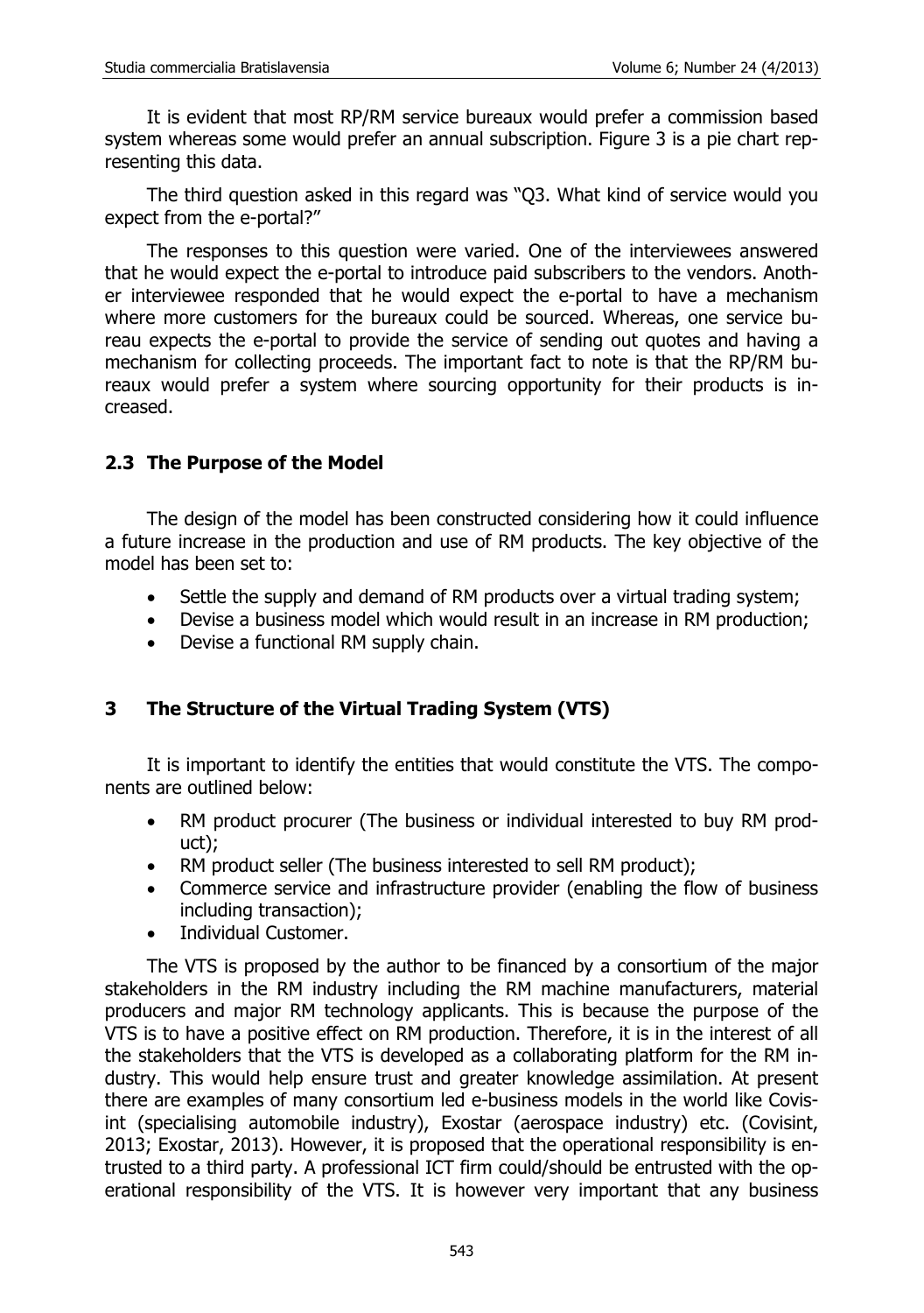It is evident that most RP/RM service bureaux would prefer a commission based system whereas some would prefer an annual subscription. Figure 3 is a pie chart representing this data.

The third question asked in this regard was "Q3. What kind of service would you expect from the e-portal?"

The responses to this question were varied. One of the interviewees answered that he would expect the e-portal to introduce paid subscribers to the vendors. Another interviewee responded that he would expect the e-portal to have a mechanism where more customers for the bureaux could be sourced. Whereas, one service bureau expects the e-portal to provide the service of sending out quotes and having a mechanism for collecting proceeds. The important fact to note is that the RP/RM bureaux would prefer a system where sourcing opportunity for their products is increased.

### 2.3 The Purpose of the Model

The design of the model has been constructed considering how it could influence a future increase in the production and use of RM products. The key objective of the model has been set to:

- Settle the supply and demand of RM products over a virtual trading system;
- Devise a business model which would result in an increase in RM production;
- Devise a functional RM supply chain.

## 3 The Structure of the Virtual Trading System (VTS)

It is important to identify the entities that would constitute the VTS. The components are outlined below:

- RM product procurer (The business or individual interested to buy RM product);
- RM product seller (The business interested to sell RM product);
- Commerce service and infrastructure provider (enabling the flow of business including transaction);
- Individual Customer.

The VTS is proposed by the author to be financed by a consortium of the major stakeholders in the RM industry including the RM machine manufacturers, material producers and major RM technology applicants. This is because the purpose of the VTS is to have a positive effect on RM production. Therefore, it is in the interest of all the stakeholders that the VTS is developed as a collaborating platform for the RM industry. This would help ensure trust and greater knowledge assimilation. At present there are examples of many consortium led e-business models in the world like Covisint (specialising automobile industry), Exostar (aerospace industry) etc. (Covisint, 2013; Exostar, 2013). However, it is proposed that the operational responsibility is entrusted to a third party. A professional ICT firm could/should be entrusted with the operational responsibility of the VTS. It is however very important that any business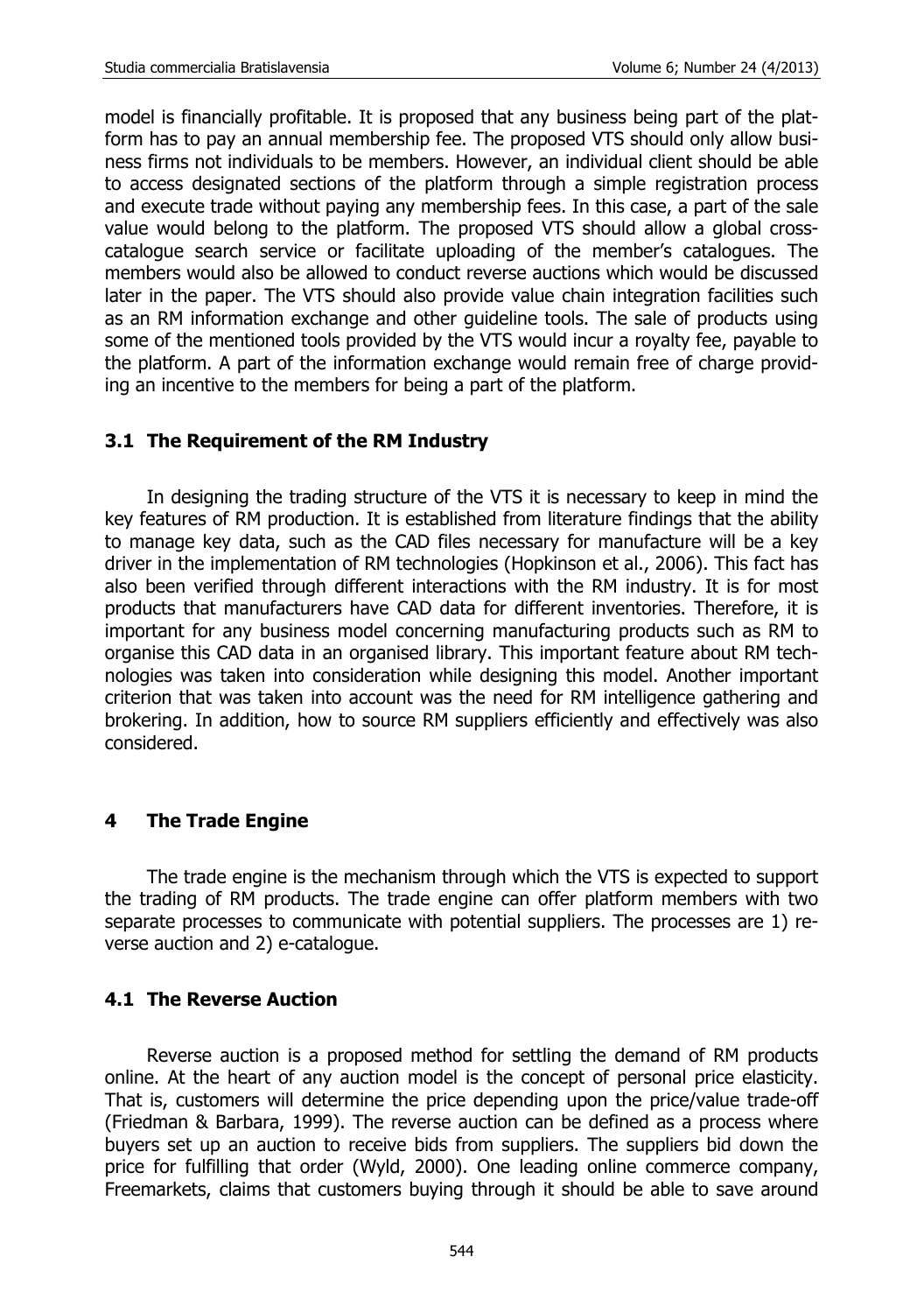model is financially profitable. It is proposed that any business being part of the platform has to pay an annual membership fee. The proposed VTS should only allow business firms not individuals to be members. However, an individual client should be able to access designated sections of the platform through a simple registration process and execute trade without paying any membership fees. In this case, a part of the sale value would belong to the platform. The proposed VTS should allow a global cross-catalogue search service or facilitate uploading of the member's catalogues. The members would also be allowed to conduct reverse auctions which would be discussed later in the paper. The VTS should also provide value chain integration facilities such as an RM information exchange and other guideline tools. The sale of products using some of the mentioned tools provided by the VTS would incur a royalty fee, payable to the platform. A part of the information exchange would remain free of charge providing an incentive to the members for being a part of the platform.

### 3.1 The Requirement of the RM Industry

In designing the trading structure of the VTS it is necessary to keep in mind the key features of RM production. It is established from literature findings that the ability to manage key data, such as the CAD files necessary for manufacture will be a key driver in the implementation of RM technologies (Hopkinson et al., 2006). This fact has also been verified through different interactions with the RM industry. It is for most products that manufacturers have CAD data for different inventories. Therefore, it is important for any business model concerning manufacturing products such as RM to organise this CAD data in an organised library. This important feature about RM technologies was taken into consideration while designing this model. Another important criterion that was taken into account was the need for RM intelligence gathering and brokering. In addition, how to source RM suppliers efficiently and effectively was also considered.

## 4 The Trade Engine

The trade engine is the mechanism through which the VTS is expected to support the trading of RM products. The trade engine can offer platform members with two separate processes to communicate with potential suppliers. The processes are 1) reverse auction and 2) e-catalogue.

### 4.1 The Reverse Auction

Reverse auction is a proposed method for settling the demand of RM products online. At the heart of any auction model is the concept of personal price elasticity. That is, customers will determine the price depending upon the price/value trade-off (Friedman & Barbara, 1999). The reverse auction can be defined as a process where buyers set up an auction to receive bids from suppliers. The suppliers bid down the price for fulfilling that order (Wyld, 2000). One leading online commerce company, Freemarkets, claims that customers buying through it should be able to save around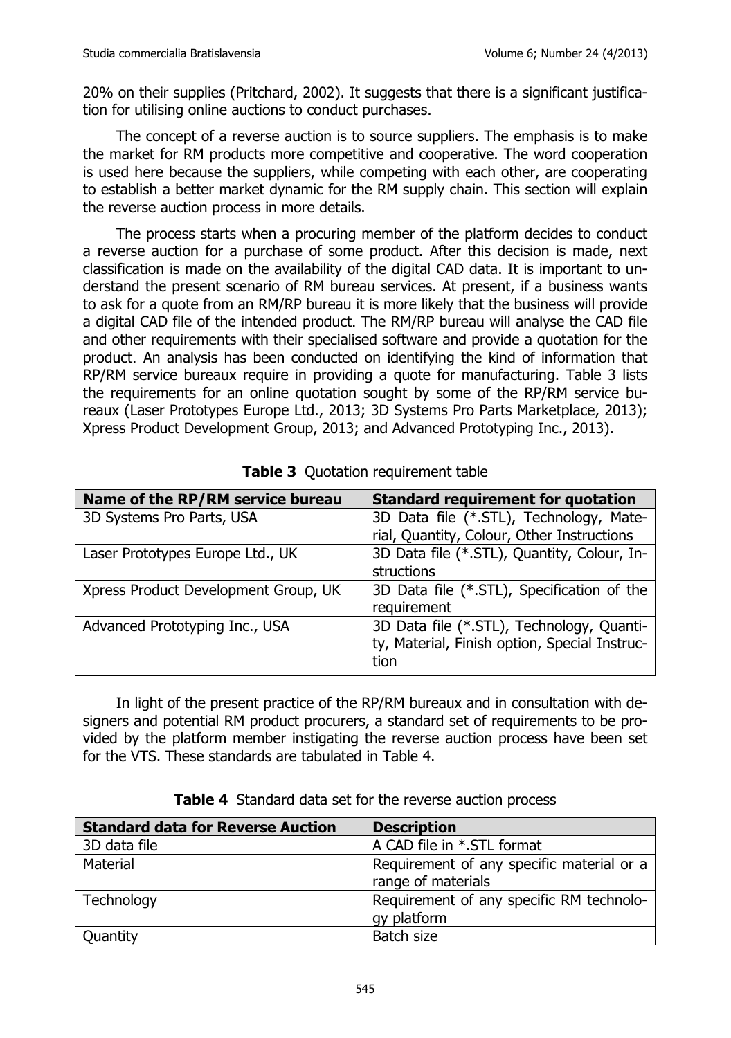20% on their supplies (Pritchard, 2002). It suggests that there is a significant justification for utilising online auctions to conduct purchases.

The concept of a reverse auction is to source suppliers. The emphasis is to make the market for RM products more competitive and cooperative. The word cooperation is used here because the suppliers, while competing with each other, are cooperating to establish a better market dynamic for the RM supply chain. This section will explain the reverse auction process in more details.

The process starts when a procuring member of the platform decides to conduct a reverse auction for a purchase of some product. After this decision is made, next classification is made on the availability of the digital CAD data. It is important to understand the present scenario of RM bureau services. At present, if a business wants to ask for a quote from an RM/RP bureau it is more likely that the business will provide a digital CAD file of the intended product. The RM/RP bureau will analyse the CAD file and other requirements with their specialised software and provide a quotation for the product. An analysis has been conducted on identifying the kind of information that RP/RM service bureaux require in providing a quote for manufacturing. Table 3 lists the requirements for an online quotation sought by some of the RP/RM service bureaux (Laser Prototypes Europe Ltd., 2013; 3D Systems Pro Parts Marketplace, 2013); Xpress Product Development Group, 2013; and Advanced Prototyping Inc., 2013).

**Table 3** Quotation requirement table

| Name of the RP/RM service bureau | Standard requirement for quotation |
|---|---|
| 3D Systems Pro Parts, USA | 3D Data file (*.STL), Technology, Material, Quantity, Colour, Other Instructions |
| Laser Prototypes Europe Ltd., UK | 3D Data file (*.STL), Quantity, Colour, Instructions |
| Xpress Product Development Group, UK | 3D Data file (*.STL), Specification of the requirement |
| Advanced Prototyping Inc., USA | 3D Data file (*.STL), Technology, Quantity, Material, Finish option, Special Instruction |

In light of the present practice of the RP/RM bureaux and in consultation with designers and potential RM product procurers, a standard set of requirements to be provided by the platform member instigating the reverse auction process have been set for the VTS. These standards are tabulated in Table 4.

**Table 4** Standard data set for the reverse auction process

| Standard data for Reverse Auction | Description |
|---|---|
| 3D data file | A CAD file in *.STL format |
| Material | Requirement of any specific material or a range of materials |
| Technology | Requirement of any specific RM technology platform |
| Quantity | Batch size |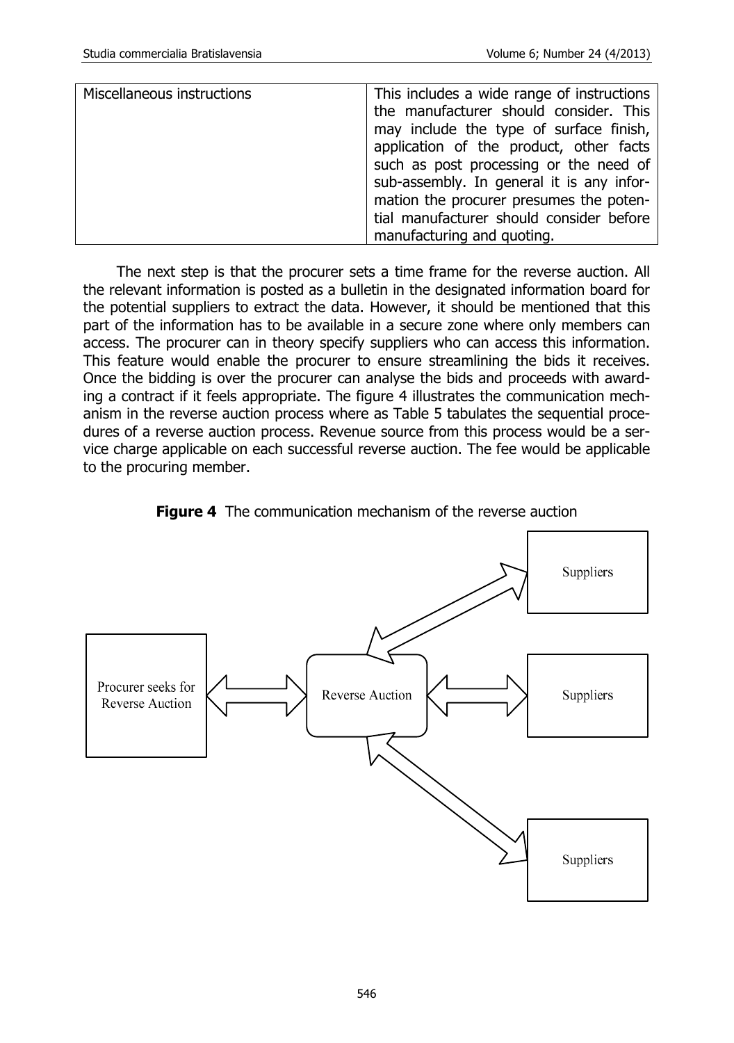| Miscellaneous instructions | This includes a wide range of instructions the manufacturer should consider. This may include the type of surface finish, application of the product, other facts such as post processing or the need of sub-assembly. In general it is any information the procurer presumes the potential manufacturer should consider before manufacturing and quoting. |
|---|---|

The next step is that the procurer sets a time frame for the reverse auction. All the relevant information is posted as a bulletin in the designated information board for the potential suppliers to extract the data. However, it should be mentioned that this part of the information has to be available in a secure zone where only members can access. The procurer can in theory specify suppliers who can access this information. This feature would enable the procurer to ensure streamlining the bids it receives. Once the bidding is over the procurer can analyse the bids and proceeds with awarding a contract if it feels appropriate. The figure 4 illustrates the communication mechanism in the reverse auction process where as Table 5 tabulates the sequential procedures of a reverse auction process. Revenue source from this process would be a service charge applicable on each successful reverse auction. The fee would be applicable to the procuring member.

**Figure 4** The communication mechanism of the reverse auction

Procurer seeks for Reverse Auction

Reverse Auction

Suppliers

Suppliers

Suppliers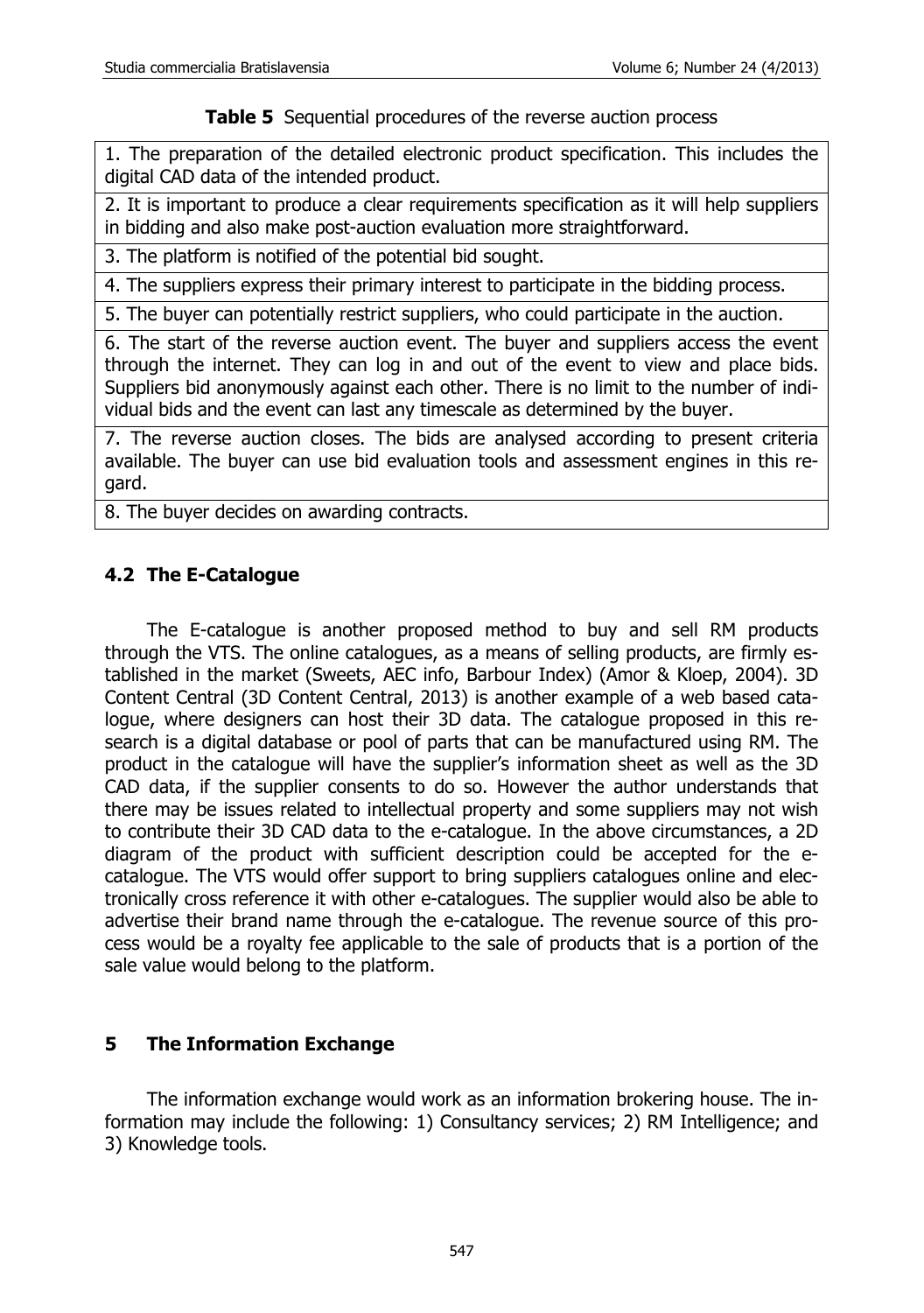**Table 5** Sequential procedures of the reverse auction process

| |
|---|
| 1. The preparation of the detailed electronic product specification. This includes the digital CAD data of the intended product. |
| 2. It is important to produce a clear requirements specification as it will help suppliers in bidding and also make post-auction evaluation more straightforward. |
| 3. The platform is notified of the potential bid sought. |
| 4. The suppliers express their primary interest to participate in the bidding process. |
| 5. The buyer can potentially restrict suppliers, who could participate in the auction. |
| 6. The start of the reverse auction event. The buyer and suppliers access the event through the internet. They can log in and out of the event to view and place bids. Suppliers bid anonymously against each other. There is no limit to the number of individual bids and the event can last any timescale as determined by the buyer. |
| 7. The reverse auction closes. The bids are analysed according to present criteria available. The buyer can use bid evaluation tools and assessment engines in this regard. |
| 8. The buyer decides on awarding contracts. |

### 4.2 The E-Catalogue

The E-catalogue is another proposed method to buy and sell RM products through the VTS. The online catalogues, as a means of selling products, are firmly established in the market (Sweets, AEC info, Barbour Index) (Amor & Kloep, 2004). 3D Content Central (3D Content Central, 2013) is another example of a web based catalogue, where designers can host their 3D data. The catalogue proposed in this research is a digital database or pool of parts that can be manufactured using RM. The product in the catalogue will have the supplier's information sheet as well as the 3D CAD data, if the supplier consents to do so. However the author understands that there may be issues related to intellectual property and some suppliers may not wish to contribute their 3D CAD data to the e-catalogue. In the above circumstances, a 2D diagram of the product with sufficient description could be accepted for the e-catalogue. The VTS would offer support to bring suppliers catalogues online and electronically cross reference it with other e-catalogues. The supplier would also be able to advertise their brand name through the e-catalogue. The revenue source of this process would be a royalty fee applicable to the sale of products that is a portion of the sale value would belong to the platform.

## 5 The Information Exchange

The information exchange would work as an information brokering house. The information may include the following: 1) Consultancy services; 2) RM Intelligence; and 3) Knowledge tools.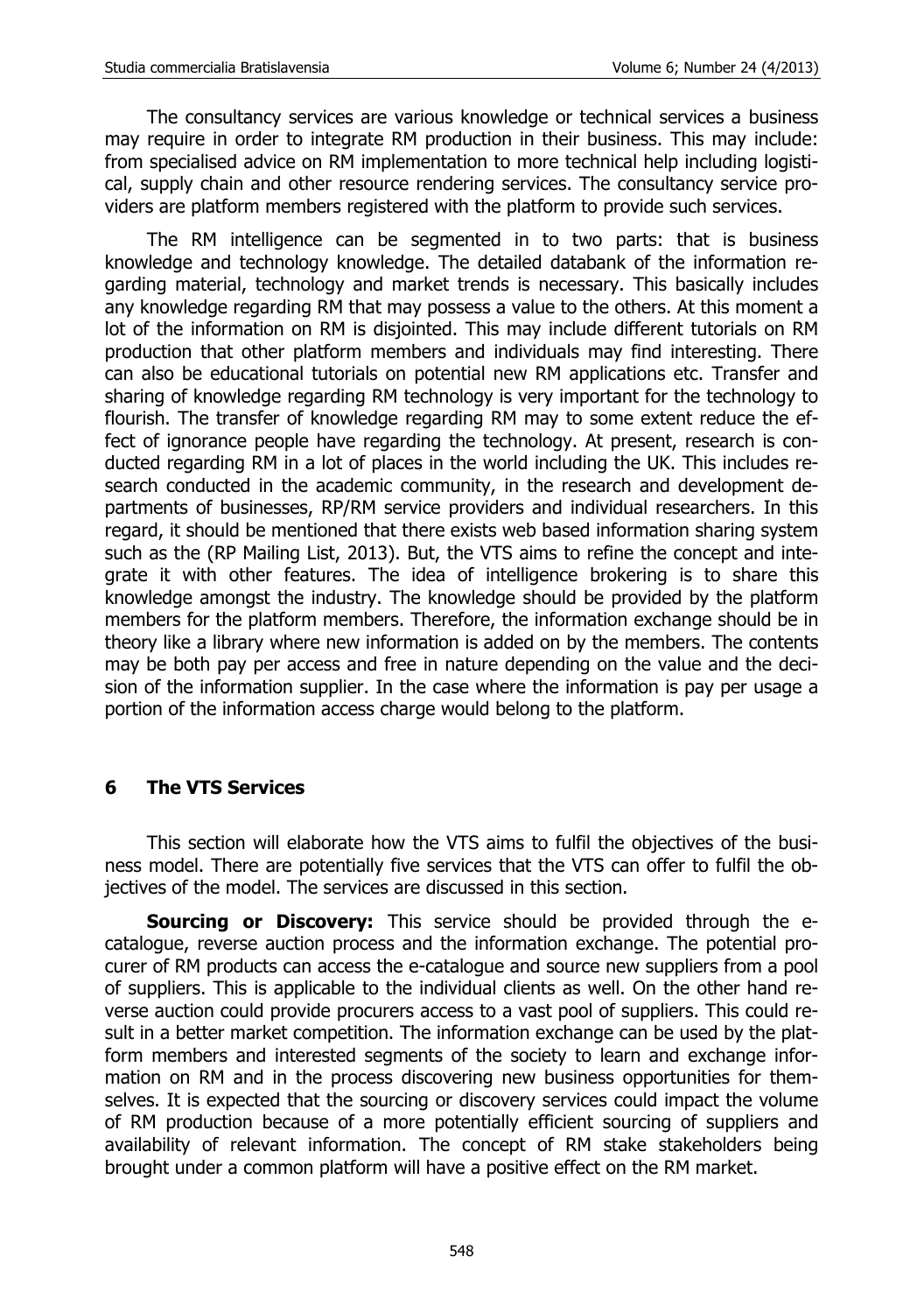The consultancy services are various knowledge or technical services a business may require in order to integrate RM production in their business. This may include: from specialised advice on RM implementation to more technical help including logistical, supply chain and other resource rendering services. The consultancy service providers are platform members registered with the platform to provide such services.

The RM intelligence can be segmented in to two parts: that is business knowledge and technology knowledge. The detailed databank of the information regarding material, technology and market trends is necessary. This basically includes any knowledge regarding RM that may possess a value to the others. At this moment a lot of the information on RM is disjointed. This may include different tutorials on RM production that other platform members and individuals may find interesting. There can also be educational tutorials on potential new RM applications etc. Transfer and sharing of knowledge regarding RM technology is very important for the technology to flourish. The transfer of knowledge regarding RM may to some extent reduce the effect of ignorance people have regarding the technology. At present, research is conducted regarding RM in a lot of places in the world including the UK. This includes research conducted in the academic community, in the research and development departments of businesses, RP/RM service providers and individual researchers. In this regard, it should be mentioned that there exists web based information sharing system such as the (RP Mailing List, 2013). But, the VTS aims to refine the concept and integrate it with other features. The idea of intelligence brokering is to share this knowledge amongst the industry. The knowledge should be provided by the platform members for the platform members. Therefore, the information exchange should be in theory like a library where new information is added on by the members. The contents may be both pay per access and free in nature depending on the value and the decision of the information supplier. In the case where the information is pay per usage a portion of the information access charge would belong to the platform.

## 6 The VTS Services

This section will elaborate how the VTS aims to fulfil the objectives of the business model. There are potentially five services that the VTS can offer to fulfil the objectives of the model. The services are discussed in this section.

**Sourcing or Discovery:** This service should be provided through the e-catalogue, reverse auction process and the information exchange. The potential procurer of RM products can access the e-catalogue and source new suppliers from a pool of suppliers. This is applicable to the individual clients as well. On the other hand reverse auction could provide procurers access to a vast pool of suppliers. This could result in a better market competition. The information exchange can be used by the platform members and interested segments of the society to learn and exchange information on RM and in the process discovering new business opportunities for themselves. It is expected that the sourcing or discovery services could impact the volume of RM production because of a more potentially efficient sourcing of suppliers and availability of relevant information. The concept of RM stake stakeholders being brought under a common platform will have a positive effect on the RM market.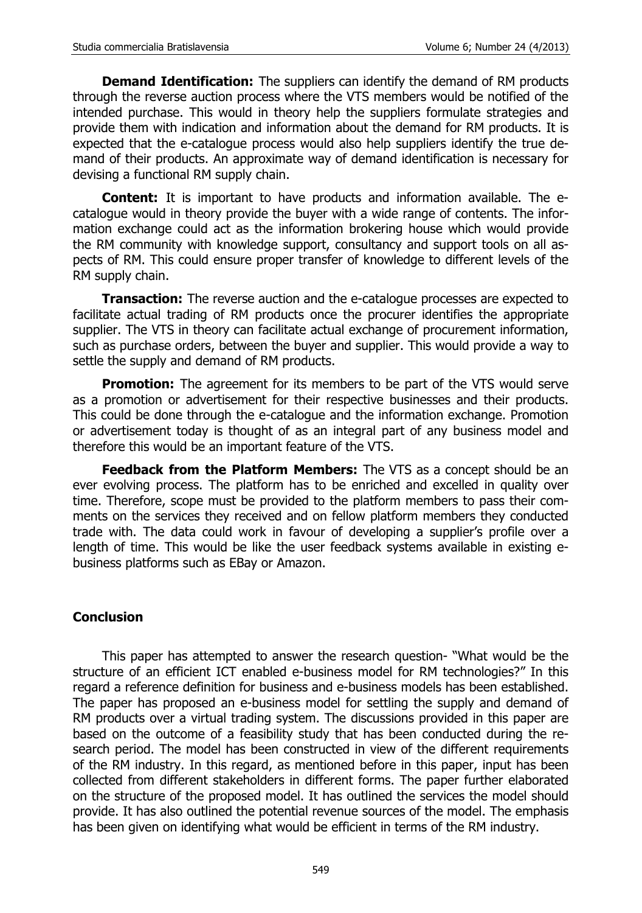**Demand Identification:** The suppliers can identify the demand of RM products through the reverse auction process where the VTS members would be notified of the intended purchase. This would in theory help the suppliers formulate strategies and provide them with indication and information about the demand for RM products. It is expected that the e-catalogue process would also help suppliers identify the true demand of their products. An approximate way of demand identification is necessary for devising a functional RM supply chain.

**Content:** It is important to have products and information available. The e-catalogue would in theory provide the buyer with a wide range of contents. The information exchange could act as the information brokering house which would provide the RM community with knowledge support, consultancy and support tools on all aspects of RM. This could ensure proper transfer of knowledge to different levels of the RM supply chain.

**Transaction:** The reverse auction and the e-catalogue processes are expected to facilitate actual trading of RM products once the procurer identifies the appropriate supplier. The VTS in theory can facilitate actual exchange of procurement information, such as purchase orders, between the buyer and supplier. This would provide a way to settle the supply and demand of RM products.

**Promotion:** The agreement for its members to be part of the VTS would serve as a promotion or advertisement for their respective businesses and their products. This could be done through the e-catalogue and the information exchange. Promotion or advertisement today is thought of as an integral part of any business model and therefore this would be an important feature of the VTS.

**Feedback from the Platform Members:** The VTS as a concept should be an ever evolving process. The platform has to be enriched and excelled in quality over time. Therefore, scope must be provided to the platform members to pass their comments on the services they received and on fellow platform members they conducted trade with. The data could work in favour of developing a supplier's profile over a length of time. This would be like the user feedback systems available in existing e-business platforms such as EBay or Amazon.

## Conclusion

This paper has attempted to answer the research question- "What would be the structure of an efficient ICT enabled e-business model for RM technologies?" In this regard a reference definition for business and e-business models has been established. The paper has proposed an e-business model for settling the supply and demand of RM products over a virtual trading system. The discussions provided in this paper are based on the outcome of a feasibility study that has been conducted during the research period. The model has been constructed in view of the different requirements of the RM industry. In this regard, as mentioned before in this paper, input has been collected from different stakeholders in different forms. The paper further elaborated on the structure of the proposed model. It has outlined the services the model should provide. It has also outlined the potential revenue sources of the model. The emphasis has been given on identifying what would be efficient in terms of the RM industry.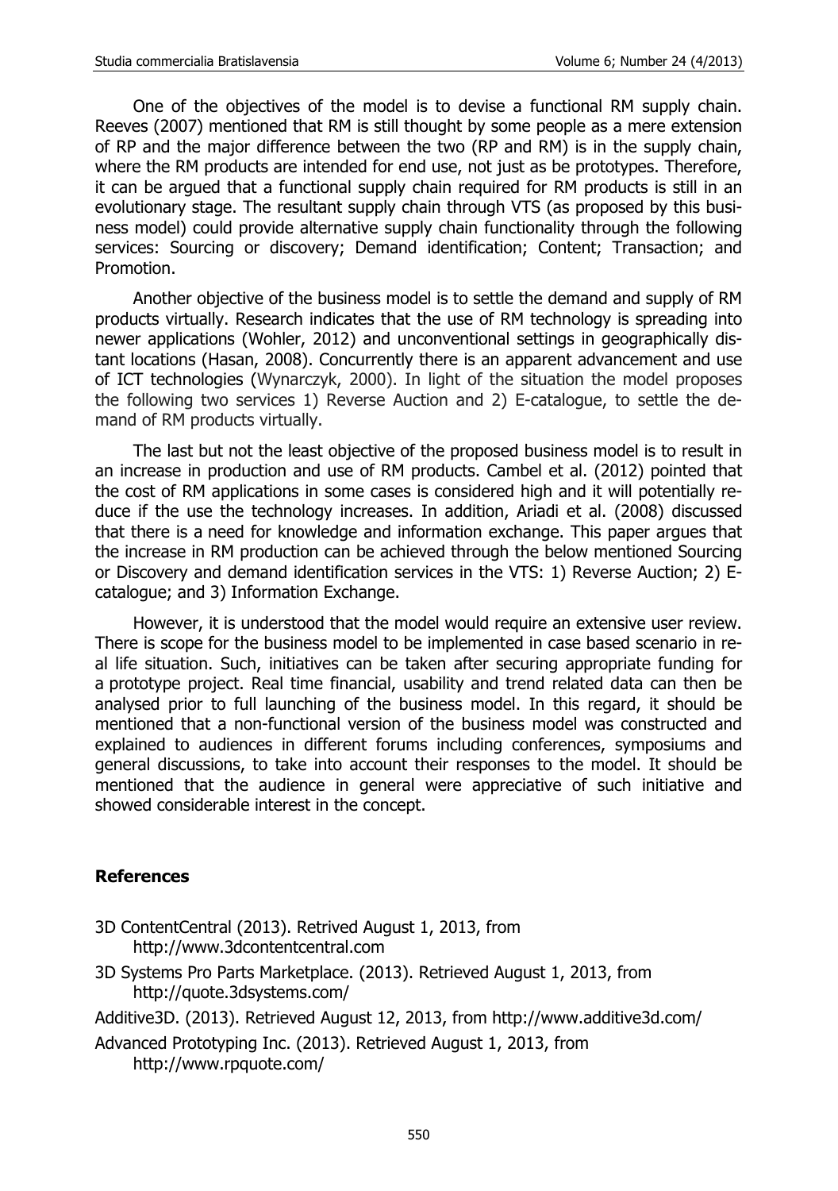One of the objectives of the model is to devise a functional RM supply chain. Reeves (2007) mentioned that RM is still thought by some people as a mere extension of RP and the major difference between the two (RP and RM) is in the supply chain, where the RM products are intended for end use, not just as be prototypes. Therefore, it can be argued that a functional supply chain required for RM products is still in an evolutionary stage. The resultant supply chain through VTS (as proposed by this business model) could provide alternative supply chain functionality through the following services: Sourcing or discovery; Demand identification; Content; Transaction; and Promotion.

Another objective of the business model is to settle the demand and supply of RM products virtually. Research indicates that the use of RM technology is spreading into newer applications (Wohler, 2012) and unconventional settings in geographically distant locations (Hasan, 2008). Concurrently there is an apparent advancement and use of ICT technologies (Wynarczyk, 2000). In light of the situation the model proposes the following two services 1) Reverse Auction and 2) E-catalogue, to settle the demand of RM products virtually.

The last but not the least objective of the proposed business model is to result in an increase in production and use of RM products. Cambel et al. (2012) pointed that the cost of RM applications in some cases is considered high and it will potentially reduce if the use the technology increases. In addition, Ariadi et al. (2008) discussed that there is a need for knowledge and information exchange. This paper argues that the increase in RM production can be achieved through the below mentioned Sourcing or Discovery and demand identification services in the VTS: 1) Reverse Auction; 2) E-catalogue; and 3) Information Exchange.

However, it is understood that the model would require an extensive user review. There is scope for the business model to be implemented in case based scenario in real life situation. Such, initiatives can be taken after securing appropriate funding for a prototype project. Real time financial, usability and trend related data can then be analysed prior to full launching of the business model. In this regard, it should be mentioned that a non-functional version of the business model was constructed and explained to audiences in different forums including conferences, symposiums and general discussions, to take into account their responses to the model. It should be mentioned that the audience in general were appreciative of such initiative and showed considerable interest in the concept.

## References

3D ContentCentral (2013). Retrived August 1, 2013, from http://www.3dcontentcentral.com

3D Systems Pro Parts Marketplace. (2013). Retrieved August 1, 2013, from http://quote.3dsystems.com/

Additive3D. (2013). Retrieved August 12, 2013, from http://www.additive3d.com/

Advanced Prototyping Inc. (2013). Retrieved August 1, 2013, from http://www.rpquote.com/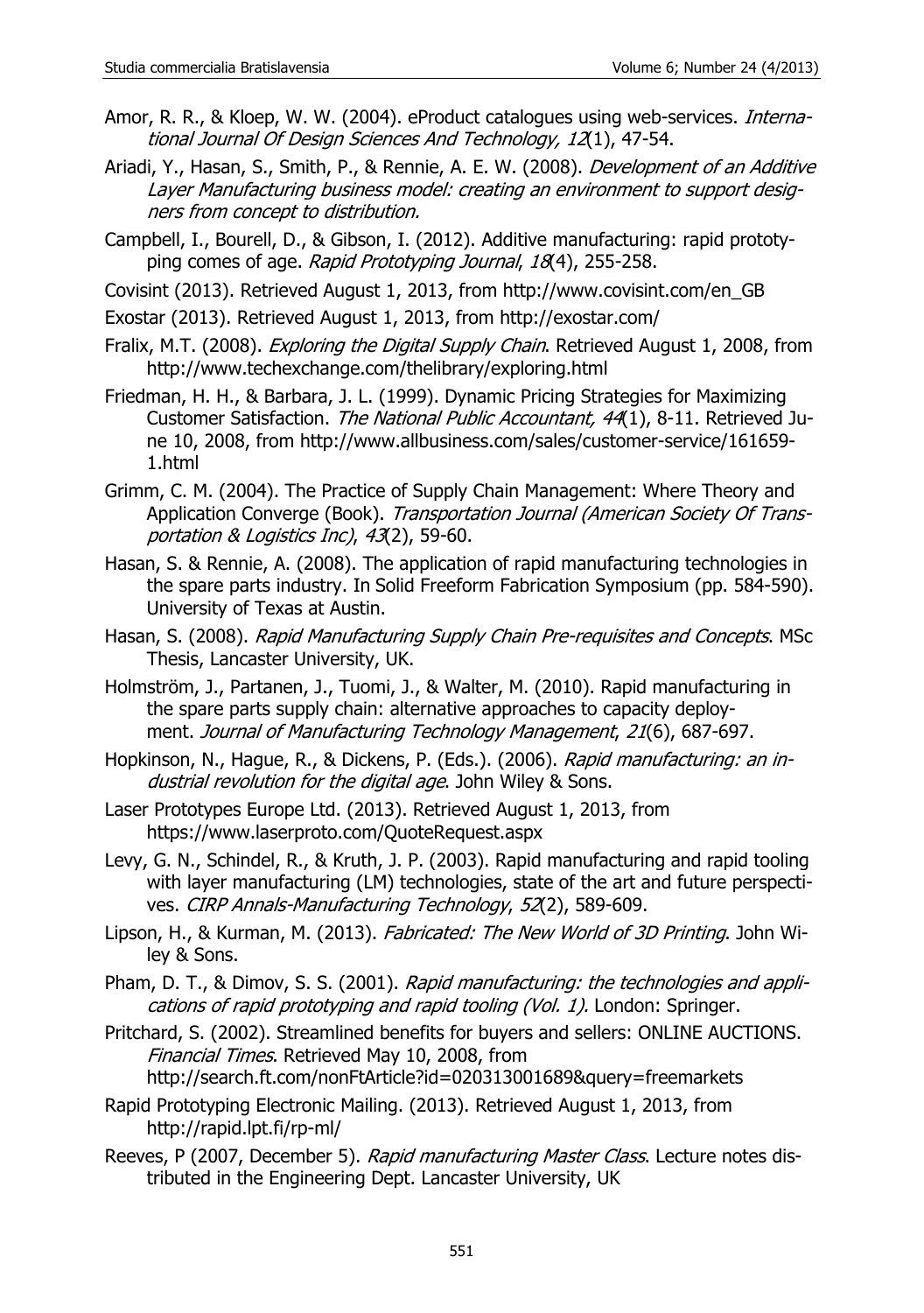Amor, R. R., & Kloep, W. W. (2004). eProduct catalogues using web-services. *International Journal Of Design Sciences And Technology, 12*(1), 47-54.

Ariadi, Y., Hasan, S., Smith, P., & Rennie, A. E. W. (2008). *Development of an Additive Layer Manufacturing business model: creating an environment to support designers from concept to distribution.*

Campbell, I., Bourell, D., & Gibson, I. (2012). Additive manufacturing: rapid prototyping comes of age. *Rapid Prototyping Journal*, *18*(4), 255-258.

Covisint (2013). Retrieved August 1, 2013, from http://www.covisint.com/en_GB

Exostar (2013). Retrieved August 1, 2013, from http://exostar.com/

Fralix, M.T. (2008). *Exploring the Digital Supply Chain*. Retrieved August 1, 2008, from http://www.techexchange.com/thelibrary/exploring.html

Friedman, H. H., & Barbara, J. L. (1999). Dynamic Pricing Strategies for Maximizing Customer Satisfaction. *The National Public Accountant, 44*(1), 8-11. Retrieved June 10, 2008, from http://www.allbusiness.com/sales/customer-service/161659-1.html

Grimm, C. M. (2004). The Practice of Supply Chain Management: Where Theory and Application Converge (Book). *Transportation Journal (American Society Of Transportation & Logistics Inc)*, *43*(2), 59-60.

Hasan, S. & Rennie, A. (2008). The application of rapid manufacturing technologies in the spare parts industry. In Solid Freeform Fabrication Symposium (pp. 584-590). University of Texas at Austin.

Hasan, S. (2008). *Rapid Manufacturing Supply Chain Pre-requisites and Concepts*. MSc Thesis, Lancaster University, UK.

Holmström, J., Partanen, J., Tuomi, J., & Walter, M. (2010). Rapid manufacturing in the spare parts supply chain: alternative approaches to capacity deployment. *Journal of Manufacturing Technology Management*, *21*(6), 687-697.

Hopkinson, N., Hague, R., & Dickens, P. (Eds.). (2006). *Rapid manufacturing: an industrial revolution for the digital age*. John Wiley & Sons.

Laser Prototypes Europe Ltd. (2013). Retrieved August 1, 2013, from https://www.laserproto.com/QuoteRequest.aspx

Levy, G. N., Schindel, R., & Kruth, J. P. (2003). Rapid manufacturing and rapid tooling with layer manufacturing (LM) technologies, state of the art and future perspectives. *CIRP Annals-Manufacturing Technology*, *52*(2), 589-609.

Lipson, H., & Kurman, M. (2013). *Fabricated: The New World of 3D Printing*. John Wiley & Sons.

Pham, D. T., & Dimov, S. S. (2001). *Rapid manufacturing: the technologies and applications of rapid prototyping and rapid tooling (Vol. 1).* London: Springer.

Pritchard, S. (2002). Streamlined benefits for buyers and sellers: ONLINE AUCTIONS. *Financial Times*. Retrieved May 10, 2008, from http://search.ft.com/nonFtArticle?id=020313001689&query=freemarkets

Rapid Prototyping Electronic Mailing. (2013). Retrieved August 1, 2013, from http://rapid.lpt.fi/rp-ml/

Reeves, P (2007, December 5). *Rapid manufacturing Master Class*. Lecture notes distributed in the Engineering Dept. Lancaster University, UK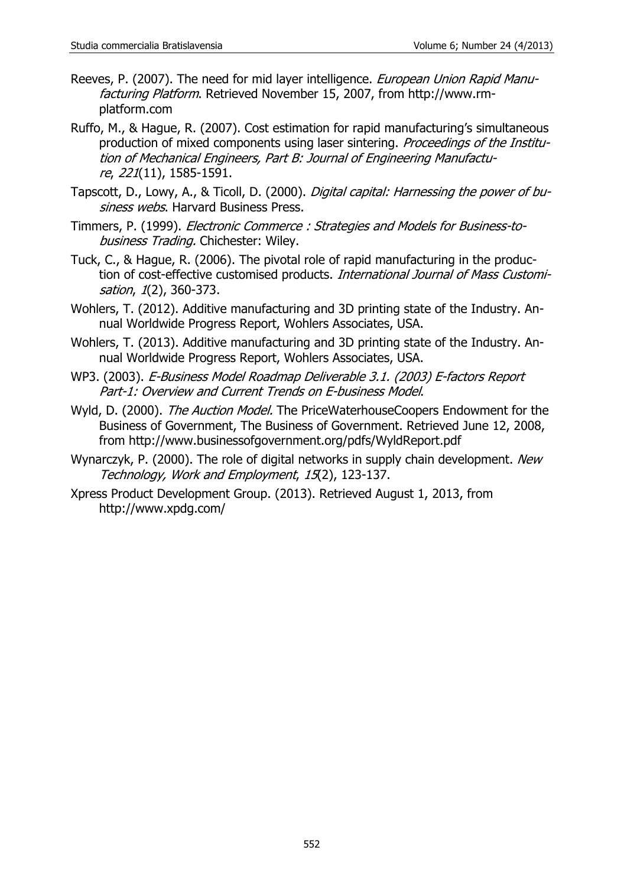Reeves, P. (2007). The need for mid layer intelligence. *European Union Rapid Manufacturing Platform*. Retrieved November 15, 2007, from http://www.rm-platform.com

Ruffo, M., & Hague, R. (2007). Cost estimation for rapid manufacturing's simultaneous production of mixed components using laser sintering. *Proceedings of the Institution of Mechanical Engineers, Part B: Journal of Engineering Manufacture*, *221*(11), 1585-1591.

Tapscott, D., Lowy, A., & Ticoll, D. (2000). *Digital capital: Harnessing the power of business webs*. Harvard Business Press.

Timmers, P. (1999). *Electronic Commerce : Strategies and Models for Business-to-business Trading.* Chichester: Wiley.

Tuck, C., & Hague, R. (2006). The pivotal role of rapid manufacturing in the production of cost-effective customised products. *International Journal of Mass Customisation*, *1*(2), 360-373.

Wohlers, T. (2012). Additive manufacturing and 3D printing state of the Industry. Annual Worldwide Progress Report, Wohlers Associates, USA.

Wohlers, T. (2013). Additive manufacturing and 3D printing state of the Industry. Annual Worldwide Progress Report, Wohlers Associates, USA.

WP3. (2003). *E-Business Model Roadmap Deliverable 3.1. (2003) E-factors Report Part-1: Overview and Current Trends on E-business Model*.

Wyld, D. (2000). *The Auction Model.* The PriceWaterhouseCoopers Endowment for the Business of Government, The Business of Government. Retrieved June 12, 2008, from http://www.businessofgovernment.org/pdfs/WyldReport.pdf

Wynarczyk, P. (2000). The role of digital networks in supply chain development. *New Technology, Work and Employment*, *15*(2), 123-137.

Xpress Product Development Group. (2013). Retrieved August 1, 2013, from http://www.xpdg.com/